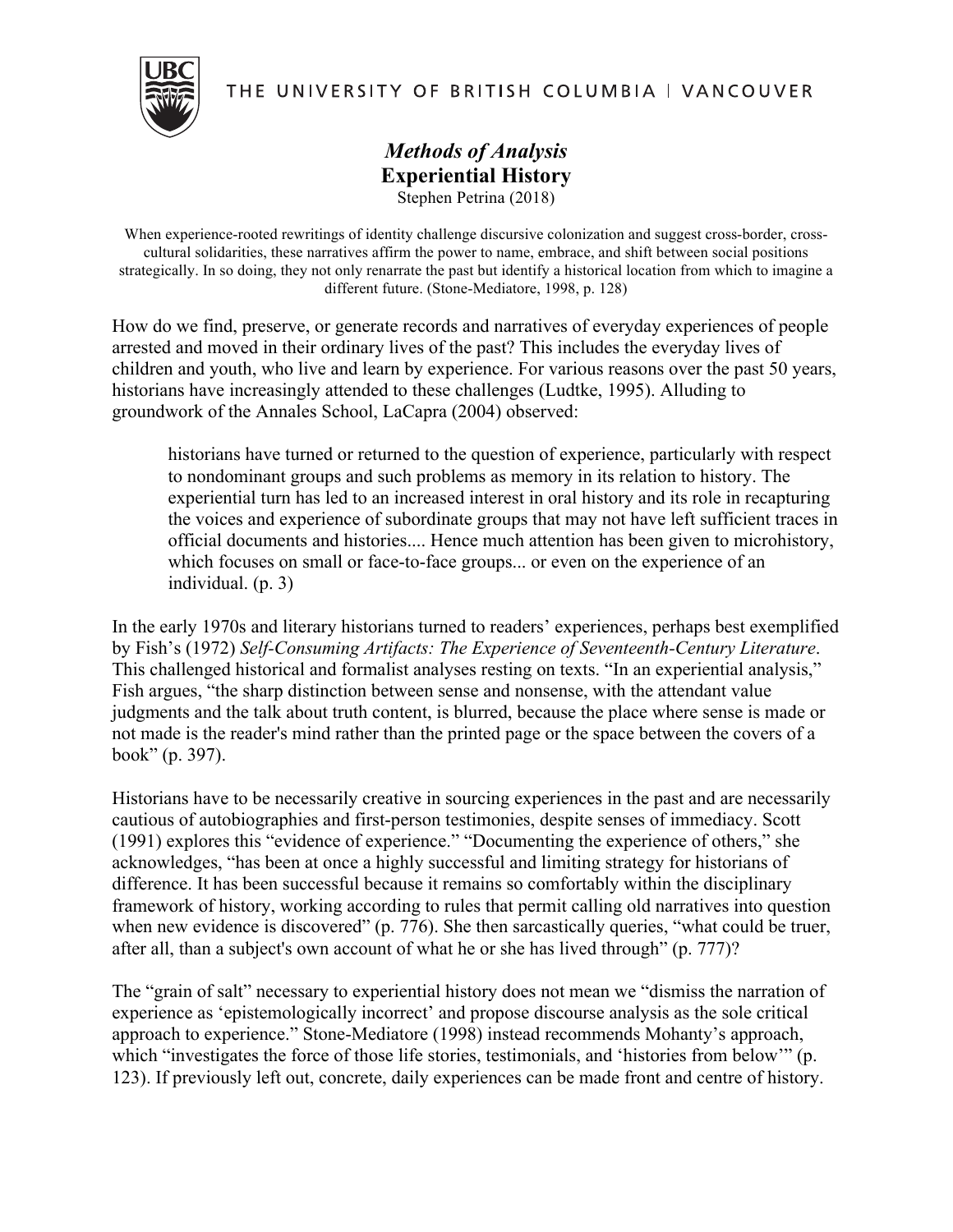THE UNIVERSITY OF BRITISH COLUMBIA | VANCOUVER

# *Methods of Analysis*
# **Experiential History**

Stephen Petrina (2018)

When experience-rooted rewritings of identity challenge discursive colonization and suggest cross-border, cross-cultural solidarities, these narratives affirm the power to name, embrace, and shift between social positions strategically. In so doing, they not only renarrate the past but identify a historical location from which to imagine a different future. (Stone-Mediatore, 1998, p. 128)

How do we find, preserve, or generate records and narratives of everyday experiences of people arrested and moved in their ordinary lives of the past? This includes the everyday lives of children and youth, who live and learn by experience. For various reasons over the past 50 years, historians have increasingly attended to these challenges (Ludtke, 1995). Alluding to groundwork of the Annales School, LaCapra (2004) observed:

> historians have turned or returned to the question of experience, particularly with respect to nondominant groups and such problems as memory in its relation to history. The experiential turn has led to an increased interest in oral history and its role in recapturing the voices and experience of subordinate groups that may not have left sufficient traces in official documents and histories.... Hence much attention has been given to microhistory, which focuses on small or face-to-face groups... or even on the experience of an individual. (p. 3)

In the early 1970s and literary historians turned to readers' experiences, perhaps best exemplified by Fish's (1972) *Self-Consuming Artifacts: The Experience of Seventeenth-Century Literature*. This challenged historical and formalist analyses resting on texts. "In an experiential analysis," Fish argues, "the sharp distinction between sense and nonsense, with the attendant value judgments and the talk about truth content, is blurred, because the place where sense is made or not made is the reader's mind rather than the printed page or the space between the covers of a book" (p. 397).

Historians have to be necessarily creative in sourcing experiences in the past and are necessarily cautious of autobiographies and first-person testimonies, despite senses of immediacy. Scott (1991) explores this "evidence of experience." "Documenting the experience of others," she acknowledges, "has been at once a highly successful and limiting strategy for historians of difference. It has been successful because it remains so comfortably within the disciplinary framework of history, working according to rules that permit calling old narratives into question when new evidence is discovered" (p. 776). She then sarcastically queries, "what could be truer, after all, than a subject's own account of what he or she has lived through" (p. 777)?

The "grain of salt" necessary to experiential history does not mean we "dismiss the narration of experience as 'epistemologically incorrect' and propose discourse analysis as the sole critical approach to experience." Stone-Mediatore (1998) instead recommends Mohanty's approach, which "investigates the force of those life stories, testimonials, and 'histories from below'" (p. 123). If previously left out, concrete, daily experiences can be made front and centre of history.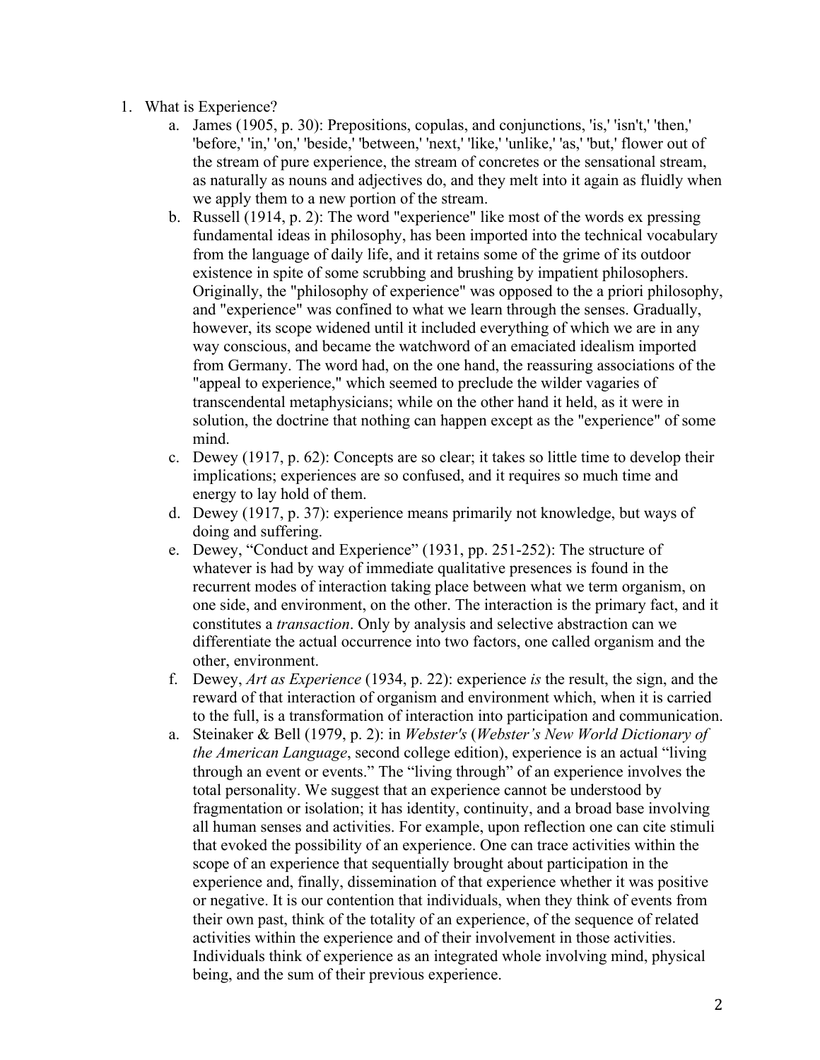1. What is Experience?
    a. James (1905, p. 30): Prepositions, copulas, and conjunctions, 'is,' 'isn't,' 'then,' 'before,' 'in,' 'on,' 'beside,' 'between,' 'next,' 'like,' 'unlike,' 'as,' 'but,' flower out of the stream of pure experience, the stream of concretes or the sensational stream, as naturally as nouns and adjectives do, and they melt into it again as fluidly when we apply them to a new portion of the stream.
    b. Russell (1914, p. 2): The word "experience" like most of the words ex pressing fundamental ideas in philosophy, has been imported into the technical vocabulary from the language of daily life, and it retains some of the grime of its outdoor existence in spite of some scrubbing and brushing by impatient philosophers. Originally, the "philosophy of experience" was opposed to the a priori philosophy, and "experience" was confined to what we learn through the senses. Gradually, however, its scope widened until it included everything of which we are in any way conscious, and became the watchword of an emaciated idealism imported from Germany. The word had, on the one hand, the reassuring associations of the "appeal to experience," which seemed to preclude the wilder vagaries of transcendental metaphysicians; while on the other hand it held, as it were in solution, the doctrine that nothing can happen except as the "experience" of some mind.
    c. Dewey (1917, p. 62): Concepts are so clear; it takes so little time to develop their implications; experiences are so confused, and it requires so much time and energy to lay hold of them.
    d. Dewey (1917, p. 37): experience means primarily not knowledge, but ways of doing and suffering.
    e. Dewey, "Conduct and Experience" (1931, pp. 251-252): The structure of whatever is had by way of immediate qualitative presences is found in the recurrent modes of interaction taking place between what we term organism, on one side, and environment, on the other. The interaction is the primary fact, and it constitutes a *transaction*. Only by analysis and selective abstraction can we differentiate the actual occurrence into two factors, one called organism and the other, environment.
    f. Dewey, *Art as Experience* (1934, p. 22): experience *is* the result, the sign, and the reward of that interaction of organism and environment which, when it is carried to the full, is a transformation of interaction into participation and communication.
    a. Steinaker & Bell (1979, p. 2): in *Webster's* (*Webster's New World Dictionary of the American Language*, second college edition), experience is an actual "living through an event or events." The "living through" of an experience involves the total personality. We suggest that an experience cannot be understood by fragmentation or isolation; it has identity, continuity, and a broad base involving all human senses and activities. For example, upon reflection one can cite stimuli that evoked the possibility of an experience. One can trace activities within the scope of an experience that sequentially brought about participation in the experience and, finally, dissemination of that experience whether it was positive or negative. It is our contention that individuals, when they think of events from their own past, think of the totality of an experience, of the sequence of related activities within the experience and of their involvement in those activities. Individuals think of experience as an integrated whole involving mind, physical being, and the sum of their previous experience.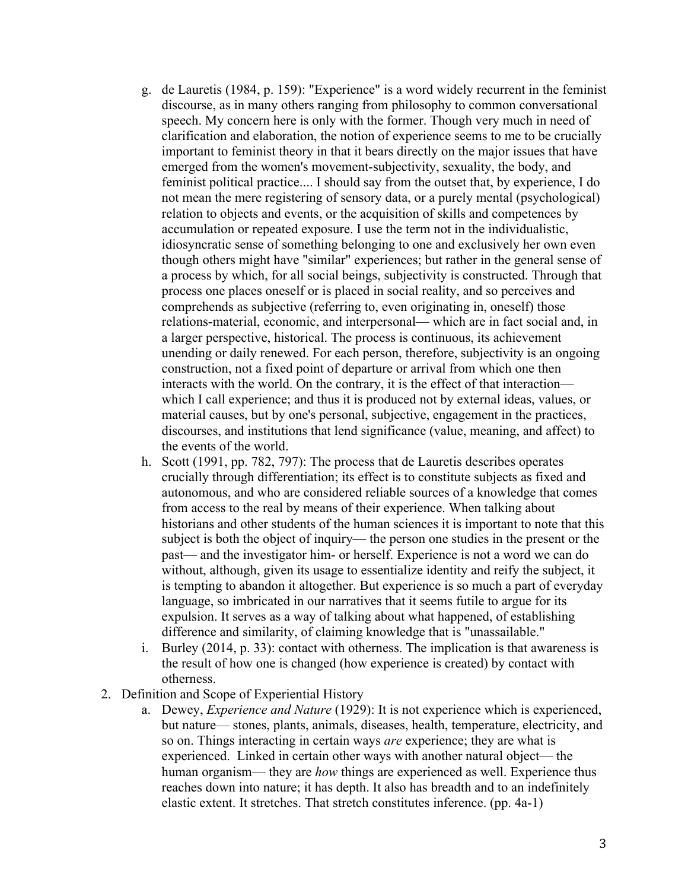g. de Lauretis (1984, p. 159): "Experience" is a word widely recurrent in the feminist discourse, as in many others ranging from philosophy to common conversational speech. My concern here is only with the former. Though very much in need of clarification and elaboration, the notion of experience seems to me to be crucially important to feminist theory in that it bears directly on the major issues that have emerged from the women's movement-subjectivity, sexuality, the body, and feminist political practice.... I should say from the outset that, by experience, I do not mean the mere registering of sensory data, or a purely mental (psychological) relation to objects and events, or the acquisition of skills and competences by accumulation or repeated exposure. I use the term not in the individualistic, idiosyncratic sense of something belonging to one and exclusively her own even though others might have "similar" experiences; but rather in the general sense of a process by which, for all social beings, subjectivity is constructed. Through that process one places oneself or is placed in social reality, and so perceives and comprehends as subjective (referring to, even originating in, oneself) those relations-material, economic, and interpersonal— which are in fact social and, in a larger perspective, historical. The process is continuous, its achievement unending or daily renewed. For each person, therefore, subjectivity is an ongoing construction, not a fixed point of departure or arrival from which one then interacts with the world. On the contrary, it is the effect of that interaction— which I call experience; and thus it is produced not by external ideas, values, or material causes, but by one's personal, subjective, engagement in the practices, discourses, and institutions that lend significance (value, meaning, and affect) to the events of the world.

h. Scott (1991, pp. 782, 797): The process that de Lauretis describes operates crucially through differentiation; its effect is to constitute subjects as fixed and autonomous, and who are considered reliable sources of a knowledge that comes from access to the real by means of their experience. When talking about historians and other students of the human sciences it is important to note that this subject is both the object of inquiry— the person one studies in the present or the past— and the investigator him- or herself. Experience is not a word we can do without, although, given its usage to essentialize identity and reify the subject, it is tempting to abandon it altogether. But experience is so much a part of everyday language, so imbricated in our narratives that it seems futile to argue for its expulsion. It serves as a way of talking about what happened, of establishing difference and similarity, of claiming knowledge that is "unassailable."

i. Burley (2014, p. 33): contact with otherness. The implication is that awareness is the result of how one is changed (how experience is created) by contact with otherness.

2. Definition and Scope of Experiential History

a. Dewey, *Experience and Nature* (1929): It is not experience which is experienced, but nature— stones, plants, animals, diseases, health, temperature, electricity, and so on. Things interacting in certain ways *are* experience; they are what is experienced. Linked in certain other ways with another natural object— the human organism— they are *how* things are experienced as well. Experience thus reaches down into nature; it has depth. It also has breadth and to an indefinitely elastic extent. It stretches. That stretch constitutes inference. (pp. 4a-1)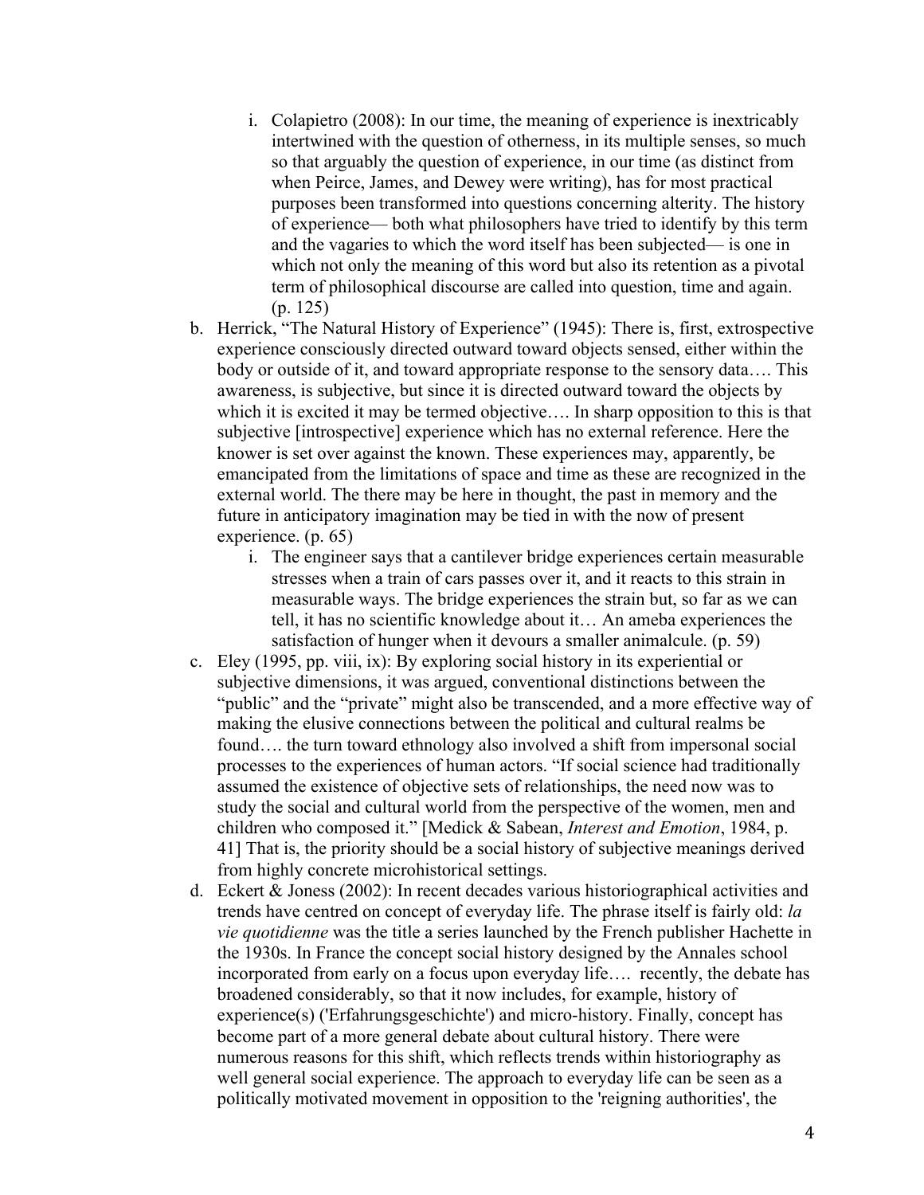i. Colapietro (2008): In our time, the meaning of experience is inextricably intertwined with the question of otherness, in its multiple senses, so much so that arguably the question of experience, in our time (as distinct from when Peirce, James, and Dewey were writing), has for most practical purposes been transformed into questions concerning alterity. The history of experience— both what philosophers have tried to identify by this term and the vagaries to which the word itself has been subjected— is one in which not only the meaning of this word but also its retention as a pivotal term of philosophical discourse are called into question, time and again. (p. 125)

b. Herrick, "The Natural History of Experience" (1945): There is, first, extrospective experience consciously directed outward toward objects sensed, either within the body or outside of it, and toward appropriate response to the sensory data…. This awareness, is subjective, but since it is directed outward toward the objects by which it is excited it may be termed objective…. In sharp opposition to this is that subjective [introspective] experience which has no external reference. Here the knower is set over against the known. These experiences may, apparently, be emancipated from the limitations of space and time as these are recognized in the external world. The there may be here in thought, the past in memory and the future in anticipatory imagination may be tied in with the now of present experience. (p. 65)

   i. The engineer says that a cantilever bridge experiences certain measurable stresses when a train of cars passes over it, and it reacts to this strain in measurable ways. The bridge experiences the strain but, so far as we can tell, it has no scientific knowledge about it… An ameba experiences the satisfaction of hunger when it devours a smaller animalcule. (p. 59)

c. Eley (1995, pp. viii, ix): By exploring social history in its experiential or subjective dimensions, it was argued, conventional distinctions between the "public" and the "private" might also be transcended, and a more effective way of making the elusive connections between the political and cultural realms be found…. the turn toward ethnology also involved a shift from impersonal social processes to the experiences of human actors. "If social science had traditionally assumed the existence of objective sets of relationships, the need now was to study the social and cultural world from the perspective of the women, men and children who composed it." [Medick & Sabean, *Interest and Emotion*, 1984, p. 41] That is, the priority should be a social history of subjective meanings derived from highly concrete microhistorical settings.

d. Eckert & Joness (2002): In recent decades various historiographical activities and trends have centred on concept of everyday life. The phrase itself is fairly old: *la vie quotidienne* was the title a series launched by the French publisher Hachette in the 1930s. In France the concept social history designed by the Annales school incorporated from early on a focus upon everyday life…. recently, the debate has broadened considerably, so that it now includes, for example, history of experience(s) ('Erfahrungsgeschichte') and micro-history. Finally, concept has become part of a more general debate about cultural history. There were numerous reasons for this shift, which reflects trends within historiography as well general social experience. The approach to everyday life can be seen as a politically motivated movement in opposition to the 'reigning authorities', the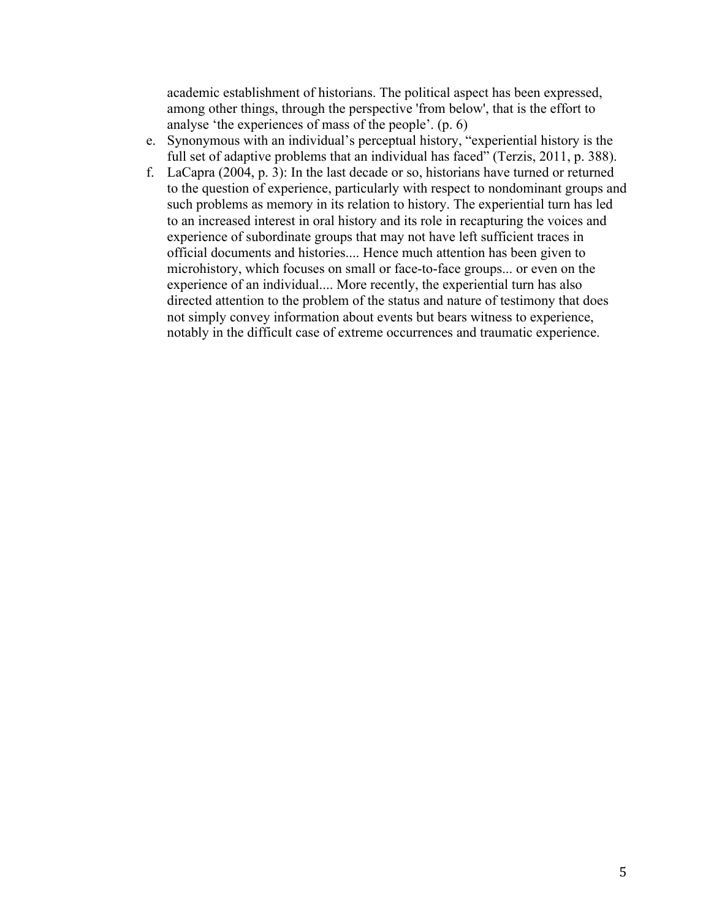academic establishment of historians. The political aspect has been expressed, among other things, through the perspective 'from below', that is the effort to analyse 'the experiences of mass of the people'. (p. 6)

e. Synonymous with an individual's perceptual history, "experiential history is the full set of adaptive problems that an individual has faced" (Terzis, 2011, p. 388).
f. LaCapra (2004, p. 3): In the last decade or so, historians have turned or returned to the question of experience, particularly with respect to nondominant groups and such problems as memory in its relation to history. The experiential turn has led to an increased interest in oral history and its role in recapturing the voices and experience of subordinate groups that may not have left sufficient traces in official documents and histories.... Hence much attention has been given to microhistory, which focuses on small or face-to-face groups... or even on the experience of an individual.... More recently, the experiential turn has also directed attention to the problem of the status and nature of testimony that does not simply convey information about events but bears witness to experience, notably in the difficult case of extreme occurrences and traumatic experience.